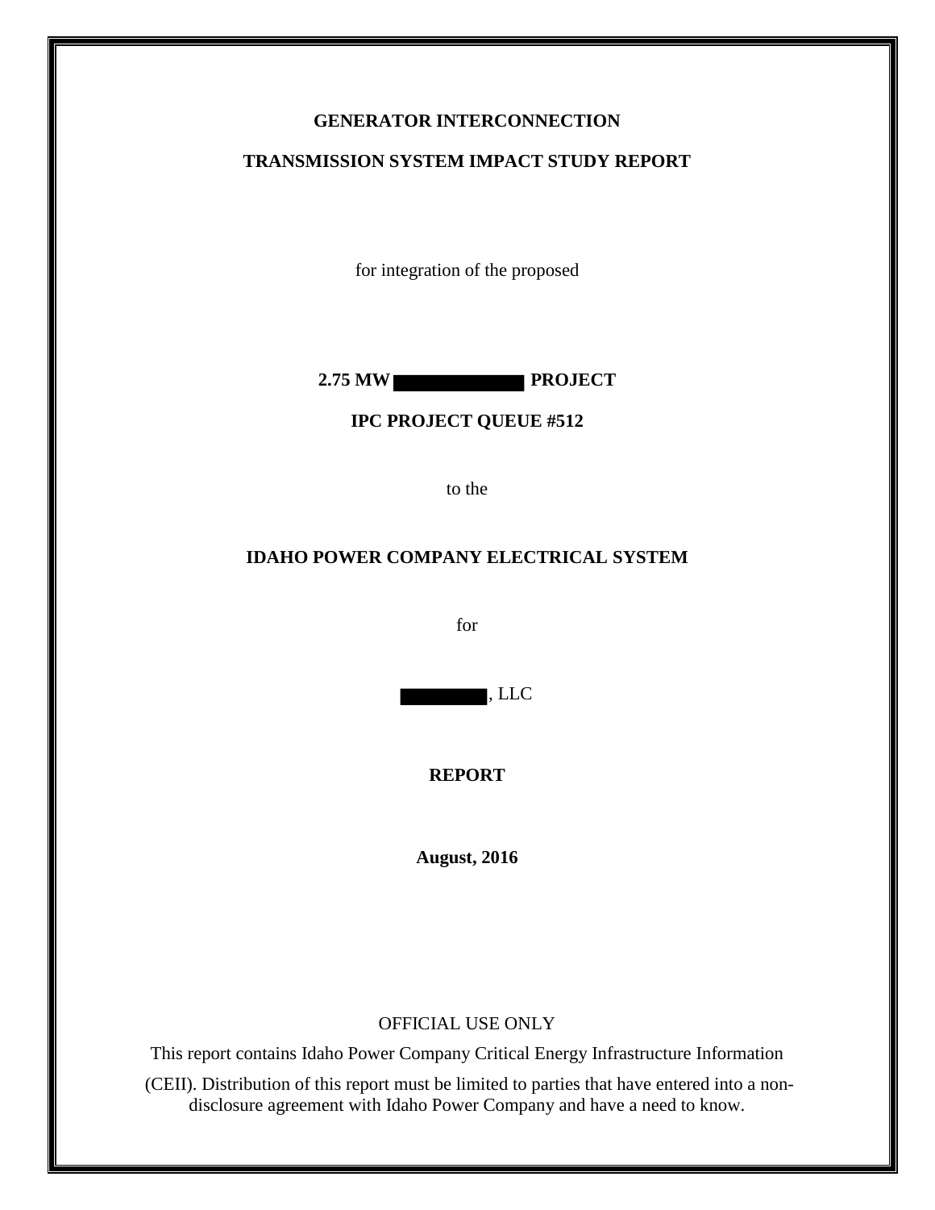**GENERATOR INTERCONNECTION**

**TRANSMISSION SYSTEM IMPACT STUDY REPORT**

for integration of the proposed

**2.75 MW █████████ PROJECT**

**IPC PROJECT QUEUE #512**

to the

**IDAHO POWER COMPANY ELECTRICAL SYSTEM**

for

█████████, LLC

**REPORT**

**August, 2016**

OFFICIAL USE ONLY

This report contains Idaho Power Company Critical Energy Infrastructure Information (CEII). Distribution of this report must be limited to parties that have entered into a non-disclosure agreement with Idaho Power Company and have a need to know.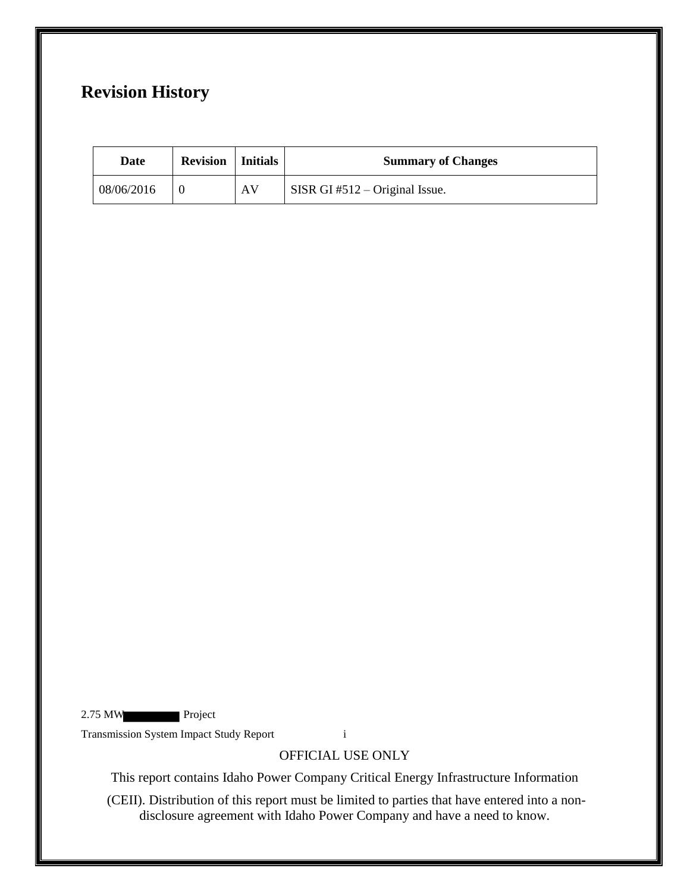# Revision History

| Date | Revision | Initials | Summary of Changes |
| --- | --- | --- | --- |
| 08/06/2016 | 0 | AV | SISR GI #512 – Original Issue. |

OFFICIAL USE ONLY

This report contains Idaho Power Company Critical Energy Infrastructure Information (CEII). Distribution of this report must be limited to parties that have entered into a non-disclosure agreement with Idaho Power Company and have a need to know.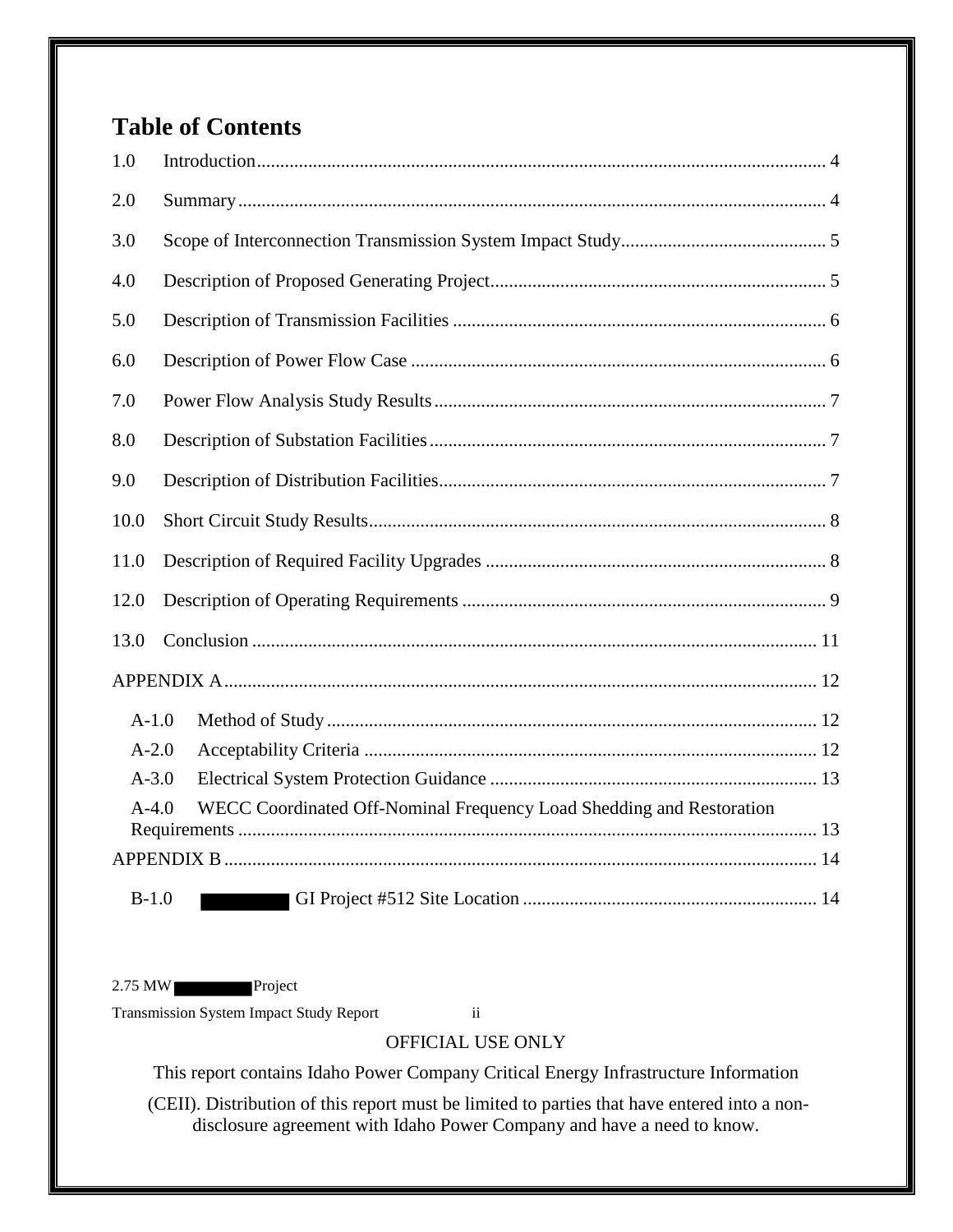# Table of Contents

1.0 Introduction ........................................................................................................... 4

2.0 Summary ................................................................................................................ 4

3.0 Scope of Interconnection Transmission System Impact Study ............................................ 5

4.0 Description of Proposed Generating Project ........................................................................ 5

5.0 Description of Transmission Facilities ................................................................................ 6

6.0 Description of Power Flow Case ........................................................................................ 6

7.0 Power Flow Analysis Study Results .................................................................................... 7

8.0 Description of Substation Facilities ..................................................................................... 7

9.0 Description of Distribution Facilities ................................................................................... 7

10.0 Short Circuit Study Results ................................................................................................. 8

11.0 Description of Required Facility Upgrades ........................................................................ 8

12.0 Description of Operating Requirements ............................................................................. 9

13.0 Conclusion ........................................................................................................................ 11

APPENDIX A ............................................................................................................................ 12

A-1.0 Method of Study ........................................................................................................ 12

A-2.0 Acceptability Criteria ................................................................................................ 12

A-3.0 Electrical System Protection Guidance ...................................................................... 13

A-4.0 WECC Coordinated Off-Nominal Frequency Load Shedding and Restoration Requirements ........................................................................................................................... 13

APPENDIX B ............................................................................................................................ 14

B-1.0 ████ GI Project #512 Site Location ............................................................................... 14

2.75 MW ████ Project

Transmission System Impact Study Report

OFFICIAL USE ONLY

This report contains Idaho Power Company Critical Energy Infrastructure Information (CEII). Distribution of this report must be limited to parties that have entered into a non-disclosure agreement with Idaho Power Company and have a need to know.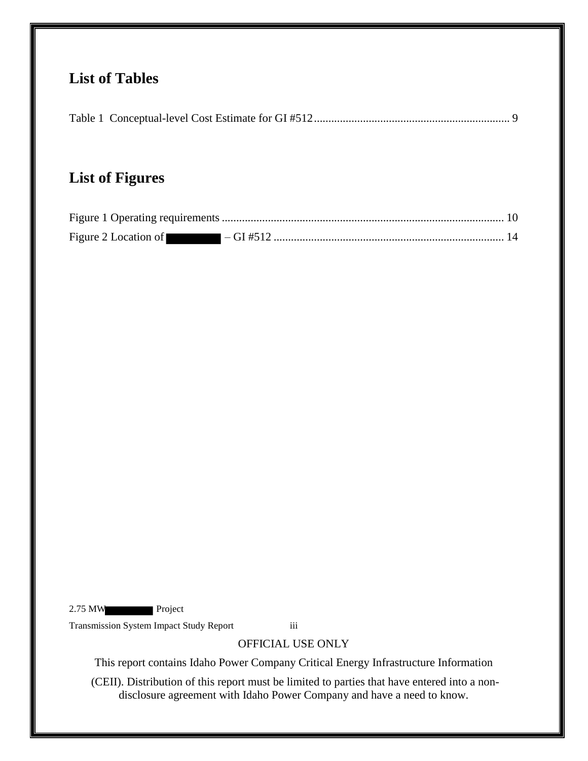## List of Tables

Table 1 Conceptual-level Cost Estimate for GI #512 .................................................................... 9

## List of Figures

Figure 1 Operating requirements ................................................................................................ 10

Figure 2 Location of ████████ – GI #512 ................................................................................ 14

OFFICIAL USE ONLY

This report contains Idaho Power Company Critical Energy Infrastructure Information (CEII). Distribution of this report must be limited to parties that have entered into a non-disclosure agreement with Idaho Power Company and have a need to know.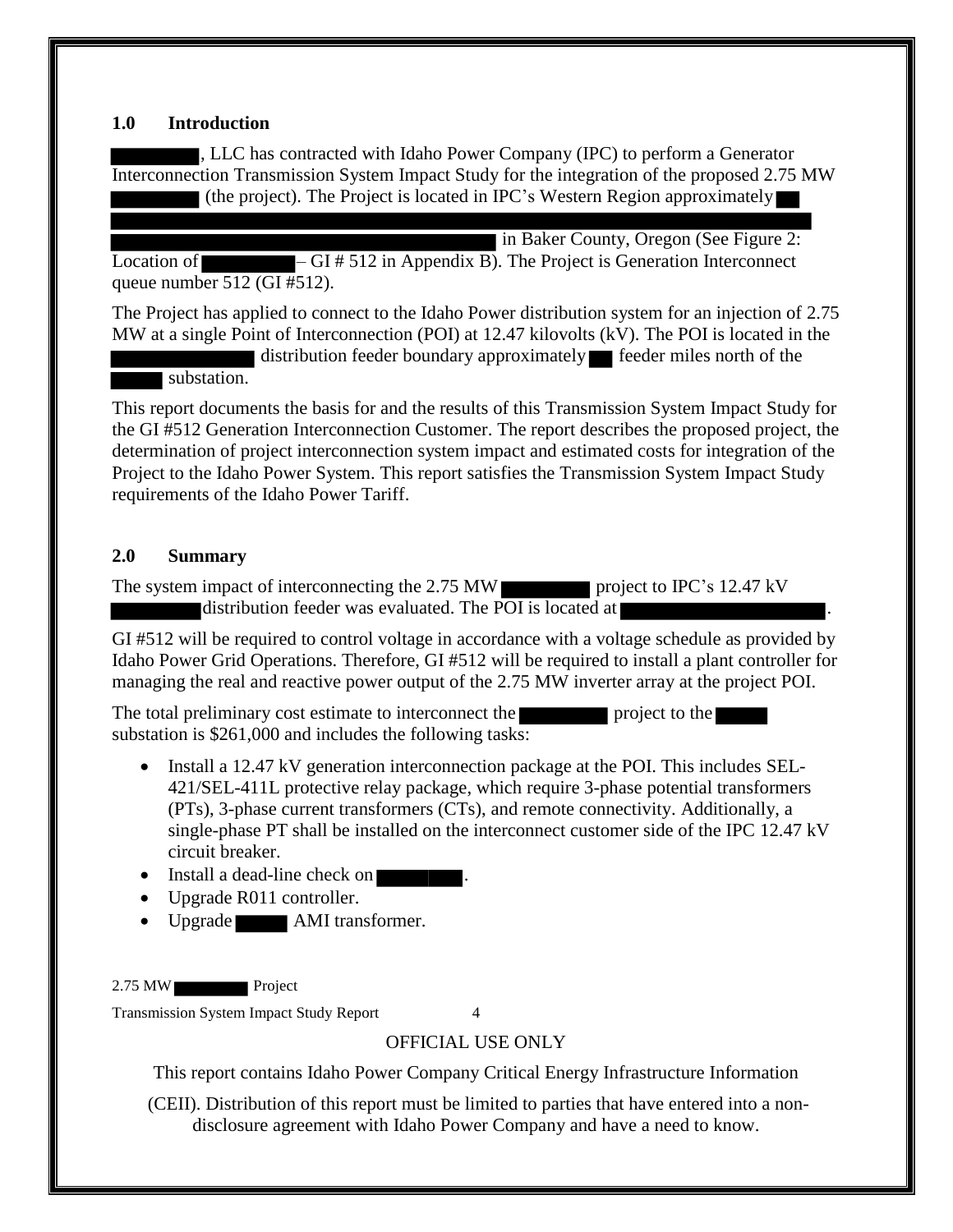## 1.0 Introduction

██████, LLC has contracted with Idaho Power Company (IPC) to perform a Generator Interconnection Transmission System Impact Study for the integration of the proposed 2.75 MW ██████ (the project). The Project is located in IPC's Western Region approximately ██ ████████████████████████████████████████████ ██████████████████████ in Baker County, Oregon (See Figure 2: Location of ██████ – GI # 512 in Appendix B). The Project is Generation Interconnect queue number 512 (GI #512).

The Project has applied to connect to the Idaho Power distribution system for an injection of 2.75 MW at a single Point of Interconnection (POI) at 12.47 kilovolts (kV). The POI is located in the ████████ distribution feeder boundary approximately ██ feeder miles north of the ████ substation.

This report documents the basis for and the results of this Transmission System Impact Study for the GI #512 Generation Interconnection Customer. The report describes the proposed project, the determination of project interconnection system impact and estimated costs for integration of the Project to the Idaho Power System. This report satisfies the Transmission System Impact Study requirements of the Idaho Power Tariff.

## 2.0 Summary

The system impact of interconnecting the 2.75 MW ██████ project to IPC's 12.47 kV ██████ distribution feeder was evaluated. The POI is located at ████████████.

GI #512 will be required to control voltage in accordance with a voltage schedule as provided by Idaho Power Grid Operations. Therefore, GI #512 will be required to install a plant controller for managing the real and reactive power output of the 2.75 MW inverter array at the project POI.

The total preliminary cost estimate to interconnect the ██████ project to the ████ substation is $261,000 and includes the following tasks:

- Install a 12.47 kV generation interconnection package at the POI. This includes SEL-421/SEL-411L protective relay package, which require 3-phase potential transformers (PTs), 3-phase current transformers (CTs), and remote connectivity. Additionally, a single-phase PT shall be installed on the interconnect customer side of the IPC 12.47 kV circuit breaker.
- Install a dead-line check on ██████.
- Upgrade R011 controller.
- Upgrade ████ AMI transformer.

OFFICIAL USE ONLY

This report contains Idaho Power Company Critical Energy Infrastructure Information (CEII). Distribution of this report must be limited to parties that have entered into a non-disclosure agreement with Idaho Power Company and have a need to know.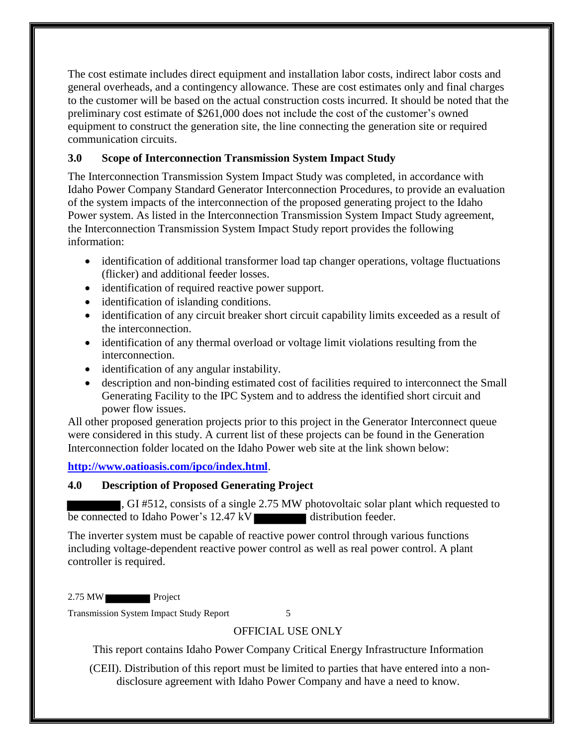The cost estimate includes direct equipment and installation labor costs, indirect labor costs and general overheads, and a contingency allowance. These are cost estimates only and final charges to the customer will be based on the actual construction costs incurred. It should be noted that the preliminary cost estimate of $261,000 does not include the cost of the customer's owned equipment to construct the generation site, the line connecting the generation site or required communication circuits.

## 3.0 Scope of Interconnection Transmission System Impact Study

The Interconnection Transmission System Impact Study was completed, in accordance with Idaho Power Company Standard Generator Interconnection Procedures, to provide an evaluation of the system impacts of the interconnection of the proposed generating project to the Idaho Power system. As listed in the Interconnection Transmission System Impact Study agreement, the Interconnection Transmission System Impact Study report provides the following information:

- identification of additional transformer load tap changer operations, voltage fluctuations (flicker) and additional feeder losses.
- identification of required reactive power support.
- identification of islanding conditions.
- identification of any circuit breaker short circuit capability limits exceeded as a result of the interconnection.
- identification of any thermal overload or voltage limit violations resulting from the interconnection.
- identification of any angular instability.
- description and non-binding estimated cost of facilities required to interconnect the Small Generating Facility to the IPC System and to address the identified short circuit and power flow issues.

All other proposed generation projects prior to this project in the Generator Interconnect queue were considered in this study. A current list of these projects can be found in the Generation Interconnection folder located on the Idaho Power web site at the link shown below:

**http://www.oatioasis.com/ipco/index.html**.

## 4.0 Description of Proposed Generating Project

[REDACTED], GI #512, consists of a single 2.75 MW photovoltaic solar plant which requested to be connected to Idaho Power's 12.47 kV [REDACTED] distribution feeder.

The inverter system must be capable of reactive power control through various functions including voltage-dependent reactive power control as well as real power control. A plant controller is required.

OFFICIAL USE ONLY

This report contains Idaho Power Company Critical Energy Infrastructure Information (CEII). Distribution of this report must be limited to parties that have entered into a non-disclosure agreement with Idaho Power Company and have a need to know.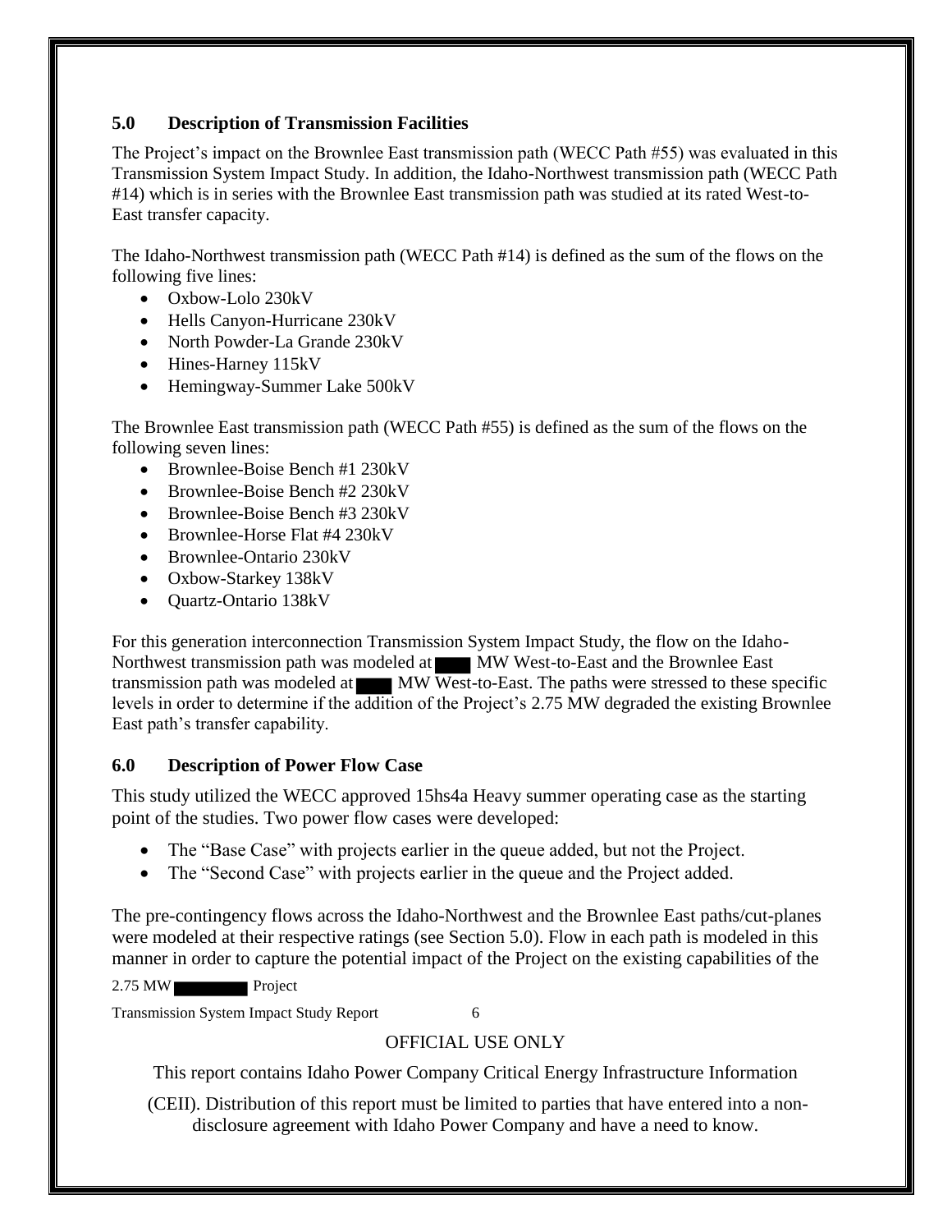## 5.0 Description of Transmission Facilities

The Project's impact on the Brownlee East transmission path (WECC Path #55) was evaluated in this Transmission System Impact Study. In addition, the Idaho-Northwest transmission path (WECC Path #14) which is in series with the Brownlee East transmission path was studied at its rated West-to-East transfer capacity.

The Idaho-Northwest transmission path (WECC Path #14) is defined as the sum of the flows on the following five lines:

- Oxbow-Lolo 230kV
- Hells Canyon-Hurricane 230kV
- North Powder-La Grande 230kV
- Hines-Harney 115kV
- Hemingway-Summer Lake 500kV

The Brownlee East transmission path (WECC Path #55) is defined as the sum of the flows on the following seven lines:

- Brownlee-Boise Bench #1 230kV
- Brownlee-Boise Bench #2 230kV
- Brownlee-Boise Bench #3 230kV
- Brownlee-Horse Flat #4 230kV
- Brownlee-Ontario 230kV
- Oxbow-Starkey 138kV
- Quartz-Ontario 138kV

For this generation interconnection Transmission System Impact Study, the flow on the Idaho-Northwest transmission path was modeled at ████ MW West-to-East and the Brownlee East transmission path was modeled at ████ MW West-to-East. The paths were stressed to these specific levels in order to determine if the addition of the Project's 2.75 MW degraded the existing Brownlee East path's transfer capability.

## 6.0 Description of Power Flow Case

This study utilized the WECC approved 15hs4a Heavy summer operating case as the starting point of the studies. Two power flow cases were developed:

- The "Base Case" with projects earlier in the queue added, but not the Project.
- The "Second Case" with projects earlier in the queue and the Project added.

The pre-contingency flows across the Idaho-Northwest and the Brownlee East paths/cut-planes were modeled at their respective ratings (see Section 5.0). Flow in each path is modeled in this manner in order to capture the potential impact of the Project on the existing capabilities of the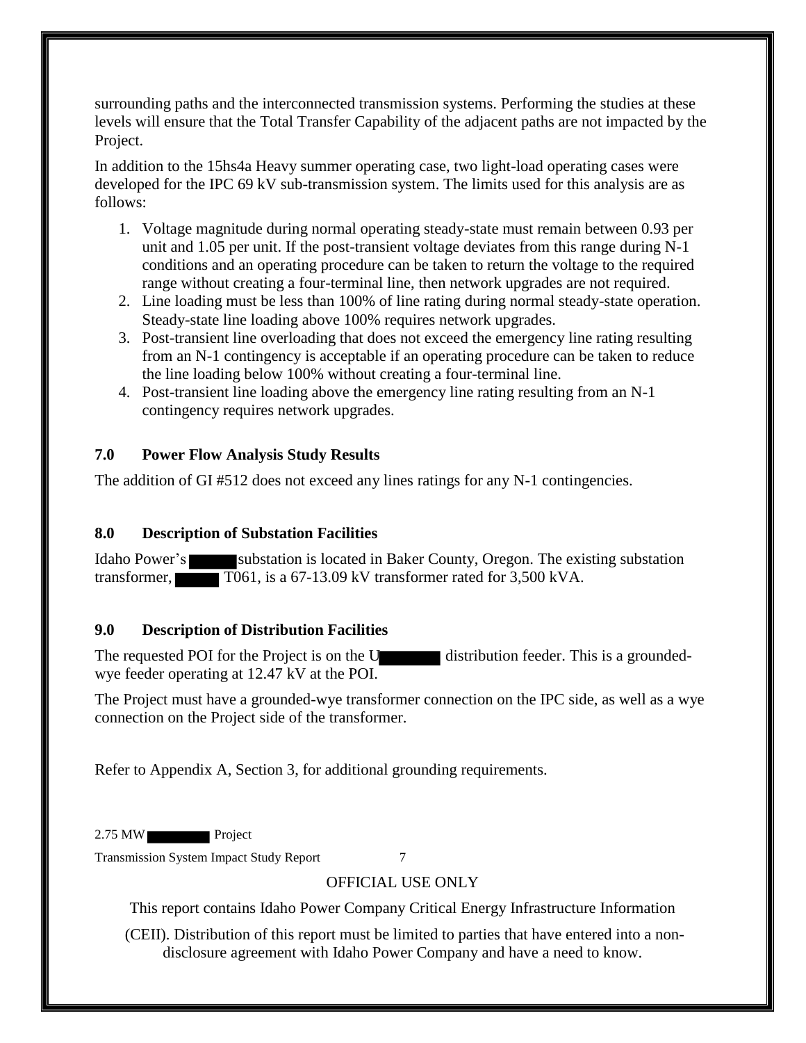surrounding paths and the interconnected transmission systems. Performing the studies at these levels will ensure that the Total Transfer Capability of the adjacent paths are not impacted by the Project.

In addition to the 15hs4a Heavy summer operating case, two light-load operating cases were developed for the IPC 69 kV sub-transmission system. The limits used for this analysis are as follows:

1. Voltage magnitude during normal operating steady-state must remain between 0.93 per unit and 1.05 per unit. If the post-transient voltage deviates from this range during N-1 conditions and an operating procedure can be taken to return the voltage to the required range without creating a four-terminal line, then network upgrades are not required.
2. Line loading must be less than 100% of line rating during normal steady-state operation. Steady-state line loading above 100% requires network upgrades.
3. Post-transient line overloading that does not exceed the emergency line rating resulting from an N-1 contingency is acceptable if an operating procedure can be taken to reduce the line loading below 100% without creating a four-terminal line.
4. Post-transient line loading above the emergency line rating resulting from an N-1 contingency requires network upgrades.

## 7.0 Power Flow Analysis Study Results

The addition of GI #512 does not exceed any lines ratings for any N-1 contingencies.

## 8.0 Description of Substation Facilities

Idaho Power's [REDACTED] substation is located in Baker County, Oregon. The existing substation transformer, [REDACTED] T061, is a 67-13.09 kV transformer rated for 3,500 kVA.

## 9.0 Description of Distribution Facilities

The requested POI for the Project is on the U[REDACTED] distribution feeder. This is a grounded-wye feeder operating at 12.47 kV at the POI.

The Project must have a grounded-wye transformer connection on the IPC side, as well as a wye connection on the Project side of the transformer.

Refer to Appendix A, Section 3, for additional grounding requirements.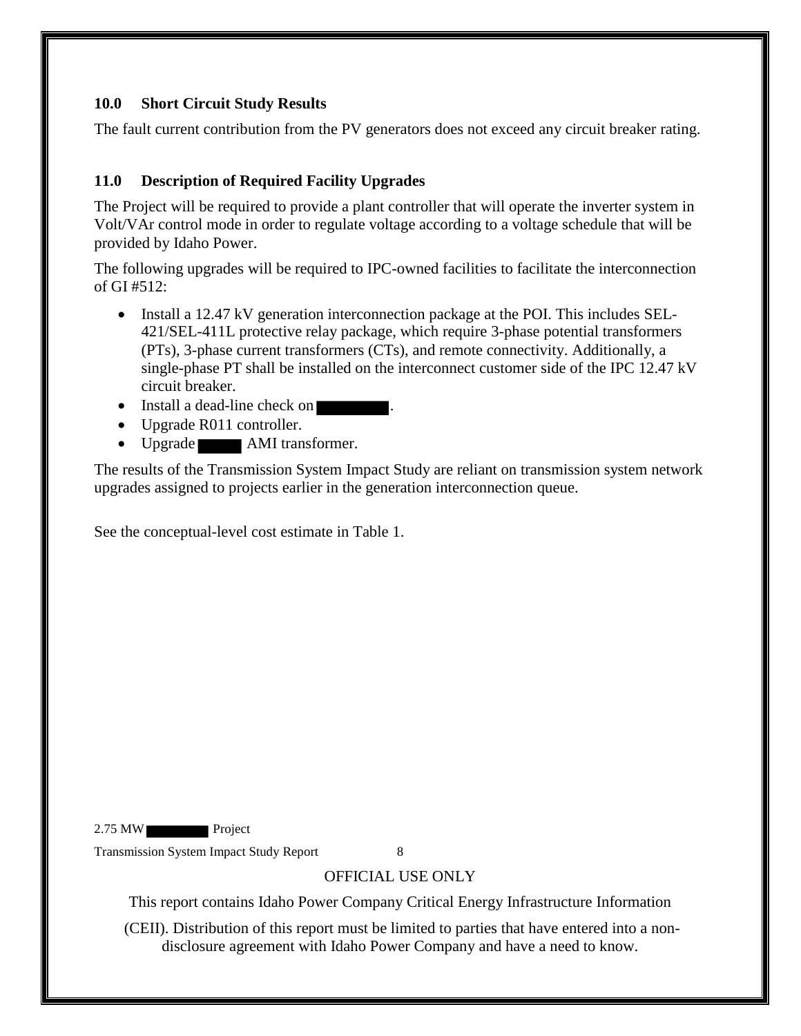## 10.0 Short Circuit Study Results

The fault current contribution from the PV generators does not exceed any circuit breaker rating.

## 11.0 Description of Required Facility Upgrades

The Project will be required to provide a plant controller that will operate the inverter system in Volt/VAr control mode in order to regulate voltage according to a voltage schedule that will be provided by Idaho Power.

The following upgrades will be required to IPC-owned facilities to facilitate the interconnection of GI #512:

- Install a 12.47 kV generation interconnection package at the POI. This includes SEL-421/SEL-411L protective relay package, which require 3-phase potential transformers (PTs), 3-phase current transformers (CTs), and remote connectivity. Additionally, a single-phase PT shall be installed on the interconnect customer side of the IPC 12.47 kV circuit breaker.
- Install a dead-line check on ███████.
- Upgrade R011 controller.
- Upgrade ████ AMI transformer.

The results of the Transmission System Impact Study are reliant on transmission system network upgrades assigned to projects earlier in the generation interconnection queue.

See the conceptual-level cost estimate in Table 1.

OFFICIAL USE ONLY

This report contains Idaho Power Company Critical Energy Infrastructure Information (CEII). Distribution of this report must be limited to parties that have entered into a non-disclosure agreement with Idaho Power Company and have a need to know.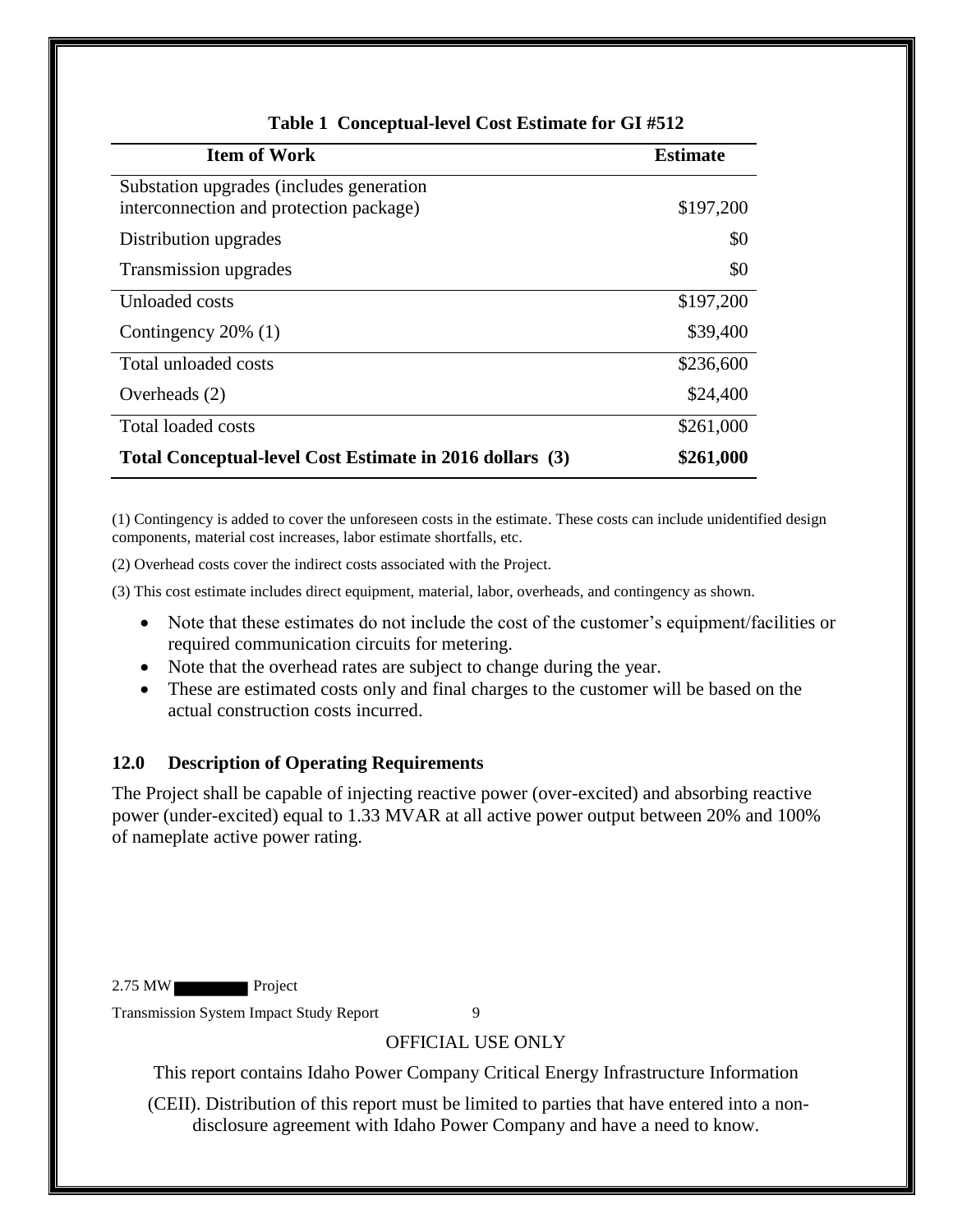**Table 1 Conceptual-level Cost Estimate for GI #512**

| Item of Work | Estimate |
|---|---|
| Substation upgrades (includes generation interconnection and protection package) | $197,200 |
| Distribution upgrades | $0 |
| Transmission upgrades | $0 |
| Unloaded costs | $197,200 |
| Contingency 20% (1) | $39,400 |
| Total unloaded costs | $236,600 |
| Overheads (2) | $24,400 |
| Total loaded costs | $261,000 |
| **Total Conceptual-level Cost Estimate in 2016 dollars (3)** | **$261,000** |

(1) Contingency is added to cover the unforeseen costs in the estimate. These costs can include unidentified design components, material cost increases, labor estimate shortfalls, etc.

(2) Overhead costs cover the indirect costs associated with the Project.

(3) This cost estimate includes direct equipment, material, labor, overheads, and contingency as shown.

- Note that these estimates do not include the cost of the customer's equipment/facilities or required communication circuits for metering.
- Note that the overhead rates are subject to change during the year.
- These are estimated costs only and final charges to the customer will be based on the actual construction costs incurred.

## 12.0 Description of Operating Requirements

The Project shall be capable of injecting reactive power (over-excited) and absorbing reactive power (under-excited) equal to 1.33 MVAR at all active power output between 20% and 100% of nameplate active power rating.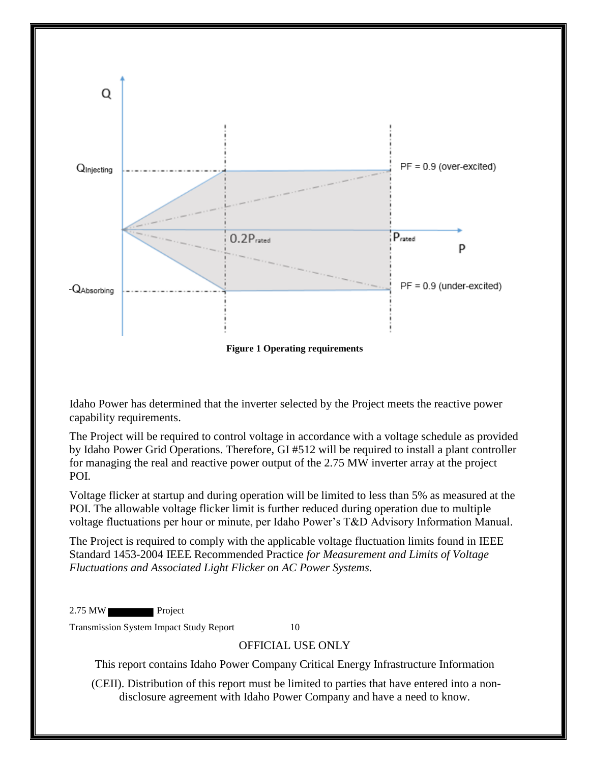**Figure 1 Operating requirements**

Idaho Power has determined that the inverter selected by the Project meets the reactive power capability requirements.

The Project will be required to control voltage in accordance with a voltage schedule as provided by Idaho Power Grid Operations. Therefore, GI #512 will be required to install a plant controller for managing the real and reactive power output of the 2.75 MW inverter array at the project POI.

Voltage flicker at startup and during operation will be limited to less than 5% as measured at the POI. The allowable voltage flicker limit is further reduced during operation due to multiple voltage fluctuations per hour or minute, per Idaho Power's T&D Advisory Information Manual.

The Project is required to comply with the applicable voltage fluctuation limits found in IEEE Standard 1453-2004 IEEE Recommended Practice *for Measurement and Limits of Voltage Fluctuations and Associated Light Flicker on AC Power Systems.*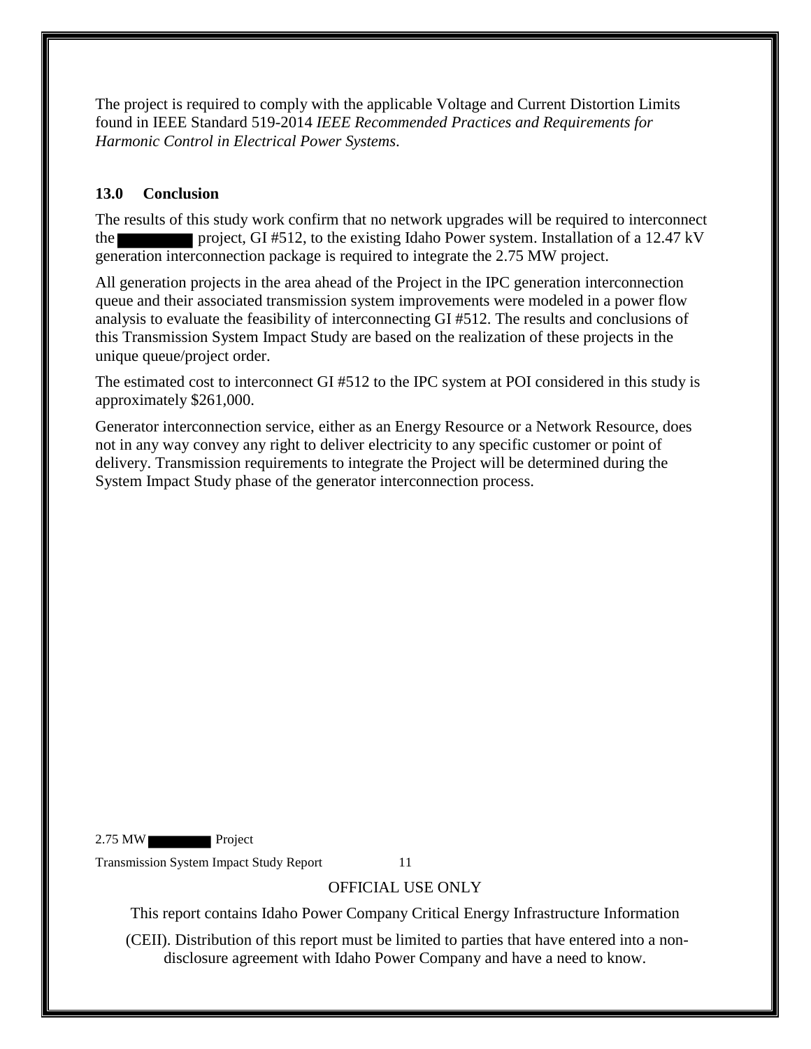The project is required to comply with the applicable Voltage and Current Distortion Limits found in IEEE Standard 519-2014 *IEEE Recommended Practices and Requirements for Harmonic Control in Electrical Power Systems*.

## 13.0 Conclusion

The results of this study work confirm that no network upgrades will be required to interconnect the project, GI #512, to the existing Idaho Power system. Installation of a 12.47 kV generation interconnection package is required to integrate the 2.75 MW project.

All generation projects in the area ahead of the Project in the IPC generation interconnection queue and their associated transmission system improvements were modeled in a power flow analysis to evaluate the feasibility of interconnecting GI #512. The results and conclusions of this Transmission System Impact Study are based on the realization of these projects in the unique queue/project order.

The estimated cost to interconnect GI #512 to the IPC system at POI considered in this study is approximately $261,000.

Generator interconnection service, either as an Energy Resource or a Network Resource, does not in any way convey any right to deliver electricity to any specific customer or point of delivery. Transmission requirements to integrate the Project will be determined during the System Impact Study phase of the generator interconnection process.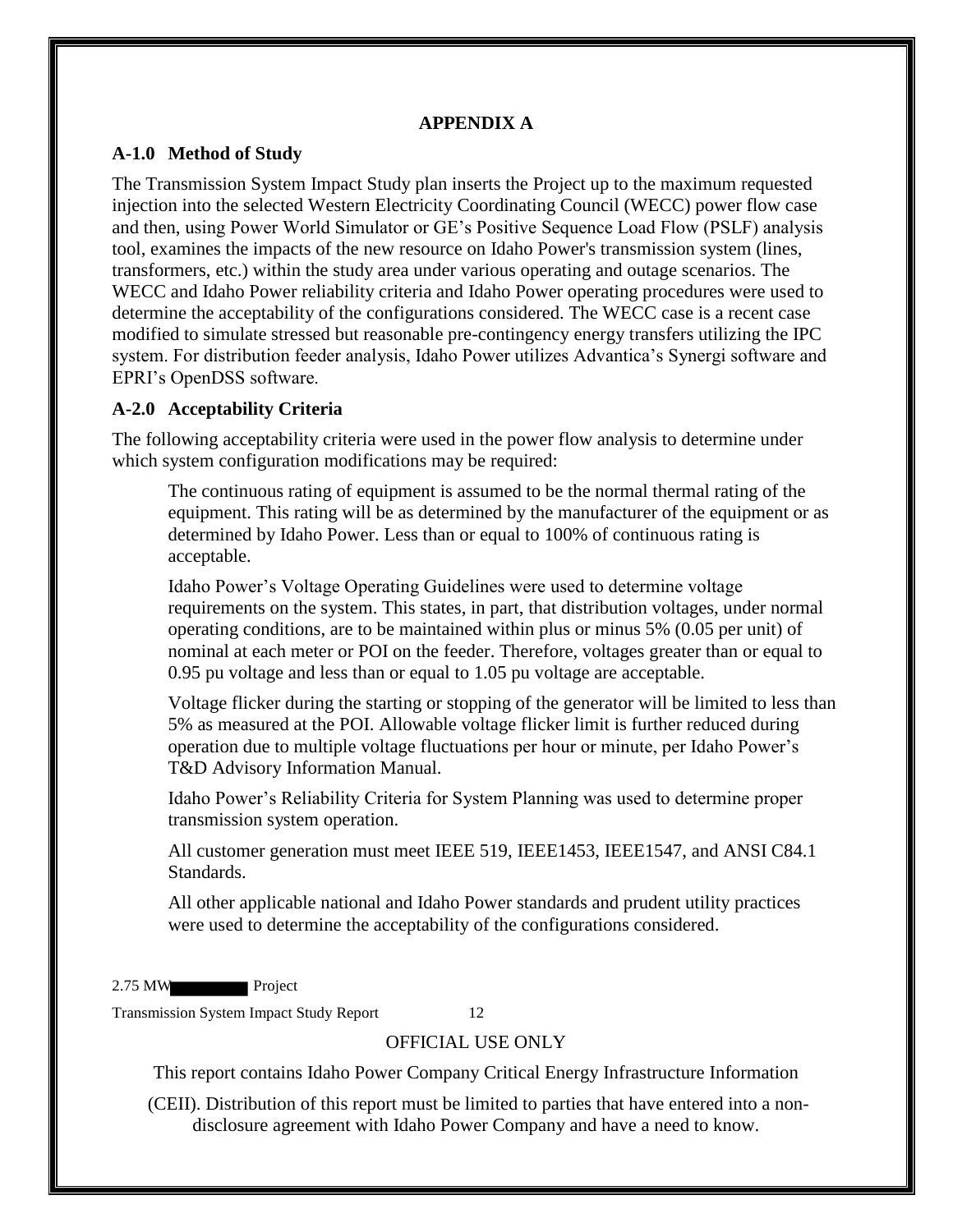**APPENDIX A**

### A-1.0 Method of Study

The Transmission System Impact Study plan inserts the Project up to the maximum requested injection into the selected Western Electricity Coordinating Council (WECC) power flow case and then, using Power World Simulator or GE's Positive Sequence Load Flow (PSLF) analysis tool, examines the impacts of the new resource on Idaho Power's transmission system (lines, transformers, etc.) within the study area under various operating and outage scenarios. The WECC and Idaho Power reliability criteria and Idaho Power operating procedures were used to determine the acceptability of the configurations considered. The WECC case is a recent case modified to simulate stressed but reasonable pre-contingency energy transfers utilizing the IPC system. For distribution feeder analysis, Idaho Power utilizes Advantica's Synergi software and EPRI's OpenDSS software.

### A-2.0 Acceptability Criteria

The following acceptability criteria were used in the power flow analysis to determine under which system configuration modifications may be required:

The continuous rating of equipment is assumed to be the normal thermal rating of the equipment. This rating will be as determined by the manufacturer of the equipment or as determined by Idaho Power. Less than or equal to 100% of continuous rating is acceptable.

Idaho Power's Voltage Operating Guidelines were used to determine voltage requirements on the system. This states, in part, that distribution voltages, under normal operating conditions, are to be maintained within plus or minus 5% (0.05 per unit) of nominal at each meter or POI on the feeder. Therefore, voltages greater than or equal to 0.95 pu voltage and less than or equal to 1.05 pu voltage are acceptable.

Voltage flicker during the starting or stopping of the generator will be limited to less than 5% as measured at the POI. Allowable voltage flicker limit is further reduced during operation due to multiple voltage fluctuations per hour or minute, per Idaho Power's T&D Advisory Information Manual.

Idaho Power's Reliability Criteria for System Planning was used to determine proper transmission system operation.

All customer generation must meet IEEE 519, IEEE1453, IEEE1547, and ANSI C84.1 Standards.

All other applicable national and Idaho Power standards and prudent utility practices were used to determine the acceptability of the configurations considered.

OFFICIAL USE ONLY

This report contains Idaho Power Company Critical Energy Infrastructure Information (CEII). Distribution of this report must be limited to parties that have entered into a non-disclosure agreement with Idaho Power Company and have a need to know.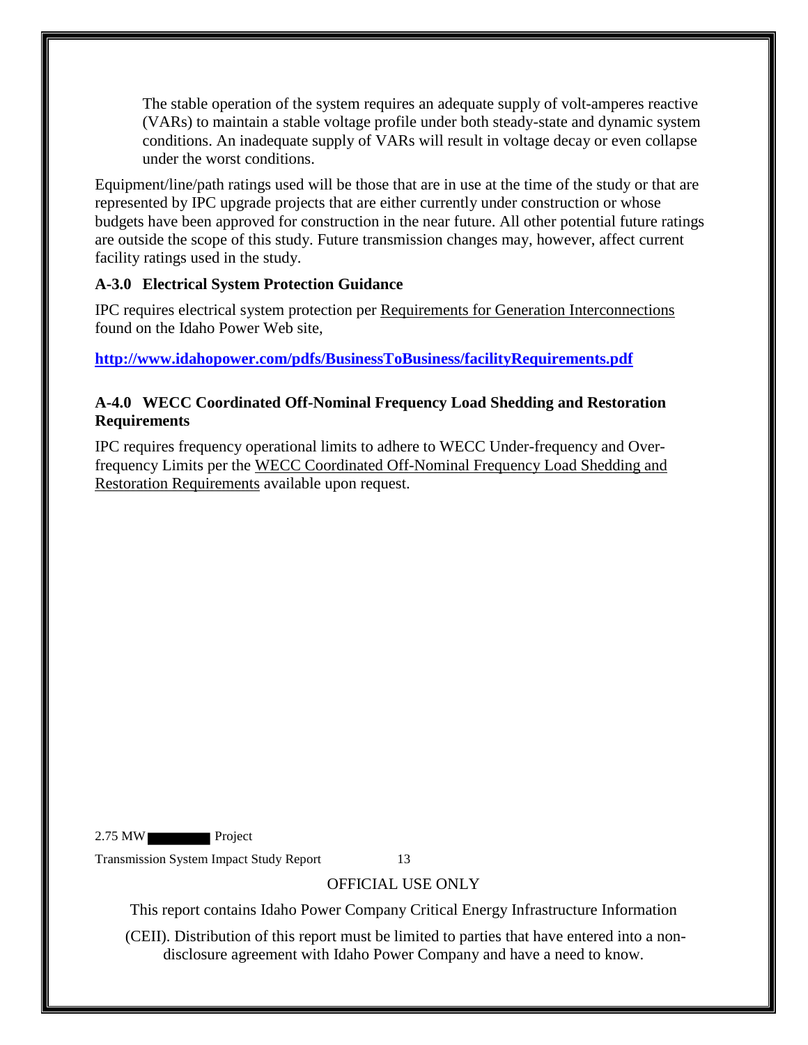The stable operation of the system requires an adequate supply of volt-amperes reactive (VARs) to maintain a stable voltage profile under both steady-state and dynamic system conditions. An inadequate supply of VARs will result in voltage decay or even collapse under the worst conditions.

Equipment/line/path ratings used will be those that are in use at the time of the study or that are represented by IPC upgrade projects that are either currently under construction or whose budgets have been approved for construction in the near future. All other potential future ratings are outside the scope of this study. Future transmission changes may, however, affect current facility ratings used in the study.

### A-3.0 Electrical System Protection Guidance

IPC requires electrical system protection per Requirements for Generation Interconnections found on the Idaho Power Web site,

**http://www.idahopower.com/pdfs/BusinessToBusiness/facilityRequirements.pdf**

### A-4.0 WECC Coordinated Off-Nominal Frequency Load Shedding and Restoration Requirements

IPC requires frequency operational limits to adhere to WECC Under-frequency and Over-frequency Limits per the WECC Coordinated Off-Nominal Frequency Load Shedding and Restoration Requirements available upon request.

OFFICIAL USE ONLY

This report contains Idaho Power Company Critical Energy Infrastructure Information (CEII). Distribution of this report must be limited to parties that have entered into a non-disclosure agreement with Idaho Power Company and have a need to know.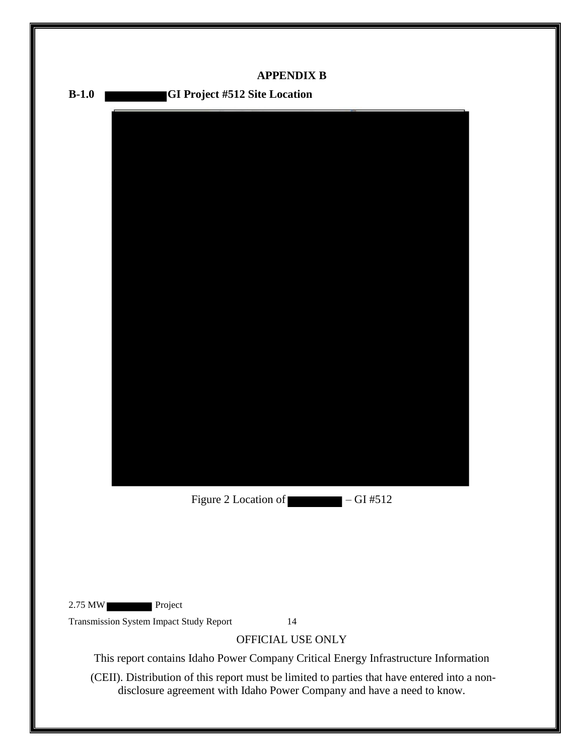**APPENDIX B**

**B-1.0 GI Project #512 Site Location**

Figure 2 Location of – GI #512

2.75 MW Project

Transmission System Impact Study Report

OFFICIAL USE ONLY

This report contains Idaho Power Company Critical Energy Infrastructure Information (CEII). Distribution of this report must be limited to parties that have entered into a non-disclosure agreement with Idaho Power Company and have a need to know.